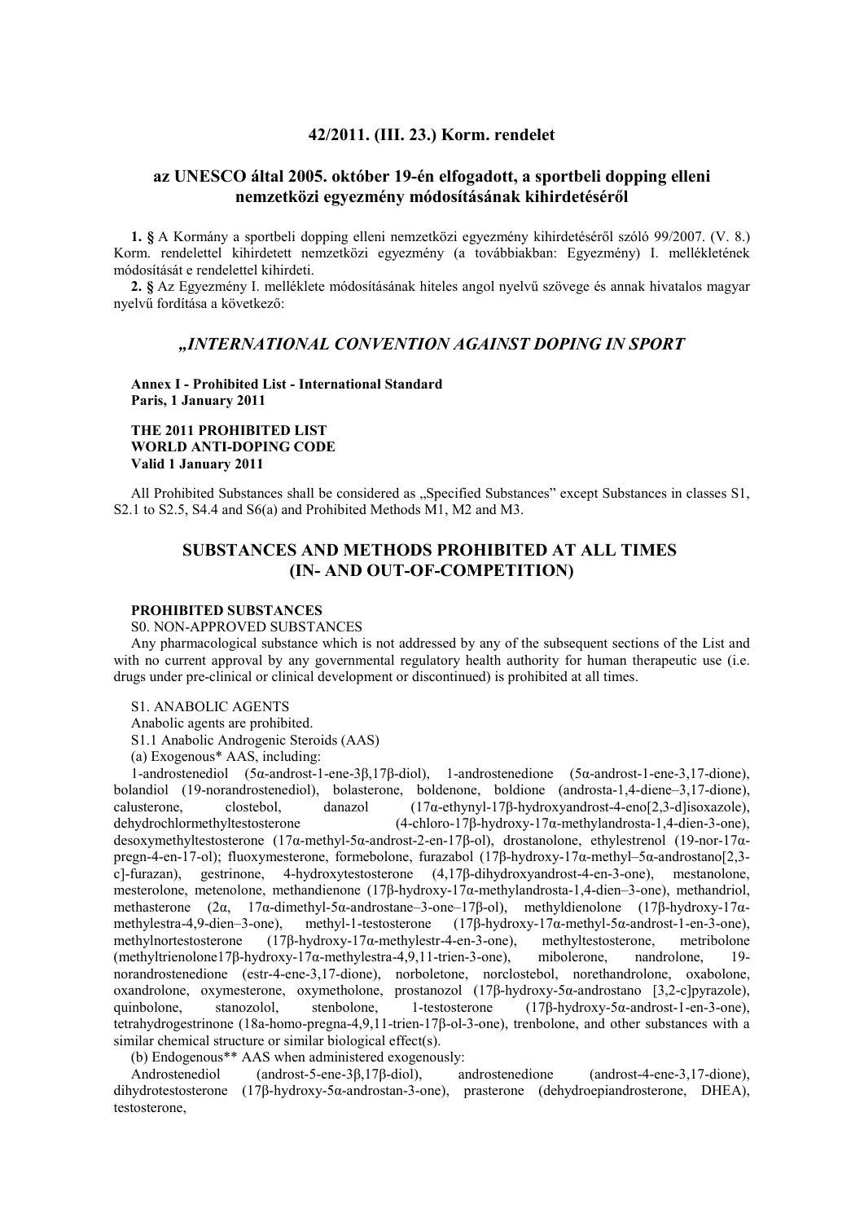# 42/2011. (III. 23.) Korm. rendelet

## az UNESCO által 2005. október 19-én elfogadott, a sportbeli dopping elleni nemzetközi egyezmény módosításának kihirdetéséről

**1. §** A Kormány a sportbeli dopping elleni nemzetközi egyezmény kihirdetéséről szóló 99/2007. (V. 8.) Korm. rendelettel kihirdetett nemzetközi egyezmény (a továbbiakban: Egyezmény) I. mellékletének módosítását e rendelettel kihirdeti.

**2. §** Az Egyezmény I. melléklete módosításának hiteles angol nyelvű szövege és annak hivatalos magyar nyelvű fordítása a következő:

## *„INTERNATIONAL CONVENTION AGAINST DOPING IN SPORT*

**Annex I - Prohibited List - International Standard**
**Paris, 1 January 2011**

**THE 2011 PROHIBITED LIST**
**WORLD ANTI-DOPING CODE**
**Valid 1 January 2011**

All Prohibited Substances shall be considered as „Specified Substances” except Substances in classes S1, S2.1 to S2.5, S4.4 and S6(a) and Prohibited Methods M1, M2 and M3.

## SUBSTANCES AND METHODS PROHIBITED AT ALL TIMES (IN- AND OUT-OF-COMPETITION)

**PROHIBITED SUBSTANCES**

S0. NON-APPROVED SUBSTANCES

Any pharmacological substance which is not addressed by any of the subsequent sections of the List and with no current approval by any governmental regulatory health authority for human therapeutic use (i.e. drugs under pre-clinical or clinical development or discontinued) is prohibited at all times.

S1. ANABOLIC AGENTS

Anabolic agents are prohibited.

S1.1 Anabolic Androgenic Steroids (AAS)

(a) Exogenous* AAS, including:

1-androstenediol (5α-androst-1-ene-3β,17β-diol), 1-androstenedione (5α-androst-1-ene-3,17-dione), bolandiol (19-norandrostenediol), bolasterone, boldenone, boldione (androsta-1,4-diene–3,17-dione), calusterone, clostebol, danazol (17α-ethynyl-17β-hydroxyandrost-4-eno[2,3-d]isoxazole), dehydrochlormethyltestosterone (4-chloro-17β-hydroxy-17α-methylandrosta-1,4-dien-3-one), desoxymethyltestosterone (17α-methyl-5α-androst-2-en-17β-ol), drostanolone, ethylestrenol (19-nor-17α-pregn-4-en-17-ol); fluoxymesterone, formebolone, furazabol (17β-hydroxy-17α-methyl–5α-androstano[2,3-c]-furazan), gestrinone, 4-hydroxytestosterone (4,17β-dihydroxyandrost-4-en-3-one), mestanolone, mesterolone, metenolone, methandienone (17β-hydroxy-17α-methylandrosta-1,4-dien–3-one), methandriol, methasterone (2α, 17α-dimethyl-5α-androstane–3-one–17β-ol), methyldienolone (17β-hydroxy-17α-methylestra-4,9-dien–3-one), methyl-1-testosterone (17β-hydroxy-17α-methyl-5α-androst-1-en-3-one), methylnortestosterone (17β-hydroxy-17α-methylestr-4-en-3-one), methyltestosterone, metribolone (methyltrienolone17β-hydroxy-17α-methylestra-4,9,11-trien-3-one), mibolerone, nandrolone, 19-norandrostenedione (estr-4-ene-3,17-dione), norboletone, norclostebol, norethandrolone, oxabolone, oxandrolone, oxymesterone, oxymetholone, prostanozol (17β-hydroxy-5α-androstano [3,2-c]pyrazole), quinbolone, stanozolol, stenbolone, 1-testosterone (17β-hydroxy-5α-androst-1-en-3-one), tetrahydrogestrinone (18a-homo-pregna-4,9,11-trien-17β-ol-3-one), trenbolone, and other substances with a similar chemical structure or similar biological effect(s).

(b) Endogenous** AAS when administered exogenously:

Androstenediol (androst-5-ene-3β,17β-diol), androstenedione (androst-4-ene-3,17-dione), dihydrotestosterone (17β-hydroxy-5α-androstan-3-one), prasterone (dehydroepiandrosterone, DHEA), testosterone,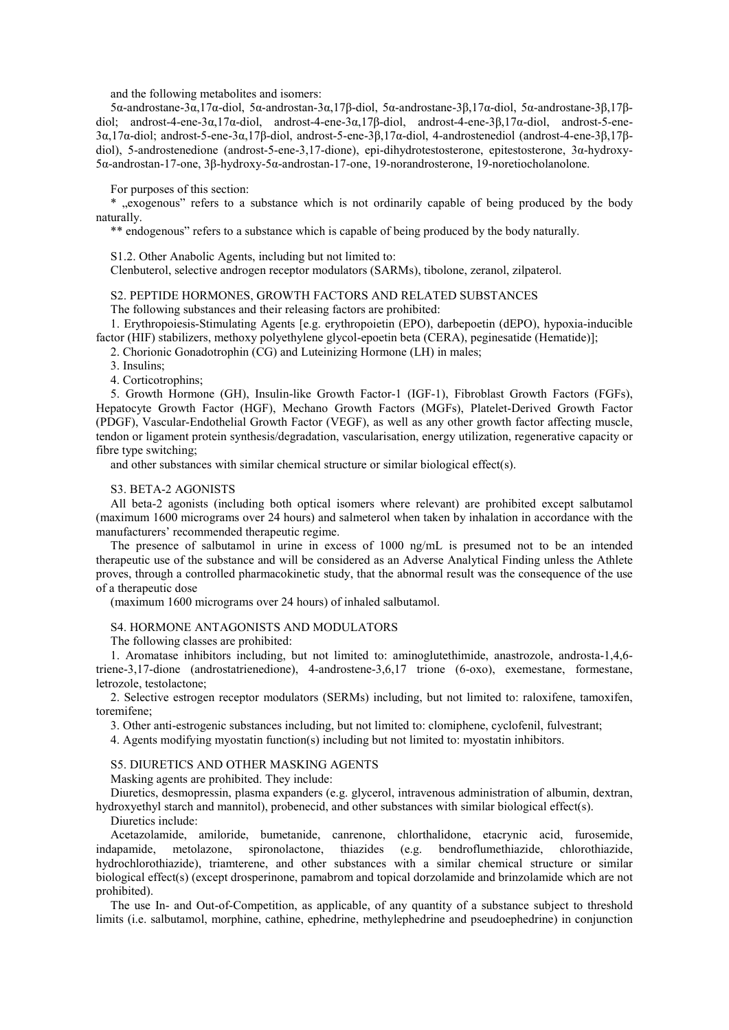and the following metabolites and isomers:

5α-androstane-3α,17α-diol, 5α-androstan-3α,17β-diol, 5α-androstane-3β,17α-diol, 5α-androstane-3β,17β-diol; androst-4-ene-3α,17α-diol, androst-4-ene-3α,17β-diol, androst-4-ene-3β,17α-diol, androst-5-ene-3α,17α-diol; androst-5-ene-3α,17β-diol, androst-5-ene-3β,17α-diol, 4-androstenediol (androst-4-ene-3β,17β-diol), 5-androstenedione (androst-5-ene-3,17-dione), epi-dihydrotestosterone, epitestosterone, 3α-hydroxy-5α-androstan-17-one, 3β-hydroxy-5α-androstan-17-one, 19-norandrosterone, 19-noretiocholanolone.

For purposes of this section:

* „exogenous" refers to a substance which is not ordinarily capable of being produced by the body naturally.

** endogenous" refers to a substance which is capable of being produced by the body naturally.

S1.2. Other Anabolic Agents, including but not limited to:

Clenbuterol, selective androgen receptor modulators (SARMs), tibolone, zeranol, zilpaterol.

S2. PEPTIDE HORMONES, GROWTH FACTORS AND RELATED SUBSTANCES

The following substances and their releasing factors are prohibited:

1. Erythropoiesis-Stimulating Agents [e.g. erythropoietin (EPO), darbepoetin (dEPO), hypoxia-inducible factor (HIF) stabilizers, methoxy polyethylene glycol-epoetin beta (CERA), peginesatide (Hematide)];
2. Chorionic Gonadotrophin (CG) and Luteinizing Hormone (LH) in males;
3. Insulins;
4. Corticotrophins;
5. Growth Hormone (GH), Insulin-like Growth Factor-1 (IGF-1), Fibroblast Growth Factors (FGFs), Hepatocyte Growth Factor (HGF), Mechano Growth Factors (MGFs), Platelet-Derived Growth Factor (PDGF), Vascular-Endothelial Growth Factor (VEGF), as well as any other growth factor affecting muscle, tendon or ligament protein synthesis/degradation, vascularisation, energy utilization, regenerative capacity or fibre type switching;

and other substances with similar chemical structure or similar biological effect(s).

S3. BETA-2 AGONISTS

All beta-2 agonists (including both optical isomers where relevant) are prohibited except salbutamol (maximum 1600 micrograms over 24 hours) and salmeterol when taken by inhalation in accordance with the manufacturers' recommended therapeutic regime.

The presence of salbutamol in urine in excess of 1000 ng/mL is presumed not to be an intended therapeutic use of the substance and will be considered as an Adverse Analytical Finding unless the Athlete proves, through a controlled pharmacokinetic study, that the abnormal result was the consequence of the use of a therapeutic dose

(maximum 1600 micrograms over 24 hours) of inhaled salbutamol.

S4. HORMONE ANTAGONISTS AND MODULATORS

The following classes are prohibited:

1. Aromatase inhibitors including, but not limited to: aminoglutethimide, anastrozole, androsta-1,4,6-triene-3,17-dione (androstatrienedione), 4-androstene-3,6,17 trione (6-oxo), exemestane, formestane, letrozole, testolactone;
2. Selective estrogen receptor modulators (SERMs) including, but not limited to: raloxifene, tamoxifen, toremifene;
3. Other anti-estrogenic substances including, but not limited to: clomiphene, cyclofenil, fulvestrant;
4. Agents modifying myostatin function(s) including but not limited to: myostatin inhibitors.

S5. DIURETICS AND OTHER MASKING AGENTS

Masking agents are prohibited. They include:

Diuretics, desmopressin, plasma expanders (e.g. glycerol, intravenous administration of albumin, dextran, hydroxyethyl starch and mannitol), probenecid, and other substances with similar biological effect(s).

Diuretics include:

Acetazolamide, amiloride, bumetanide, canrenone, chlorthalidone, etacrynic acid, furosemide, indapamide, metolazone, spironolactone, thiazides (e.g. bendroflumethiazide, chlorothiazide, hydrochlorothiazide), triamterene, and other substances with a similar chemical structure or similar biological effect(s) (except drosperinone, pamabrom and topical dorzolamide and brinzolamide which are not prohibited).

The use In- and Out-of-Competition, as applicable, of any quantity of a substance subject to threshold limits (i.e. salbutamol, morphine, cathine, ephedrine, methylephedrine and pseudoephedrine) in conjunction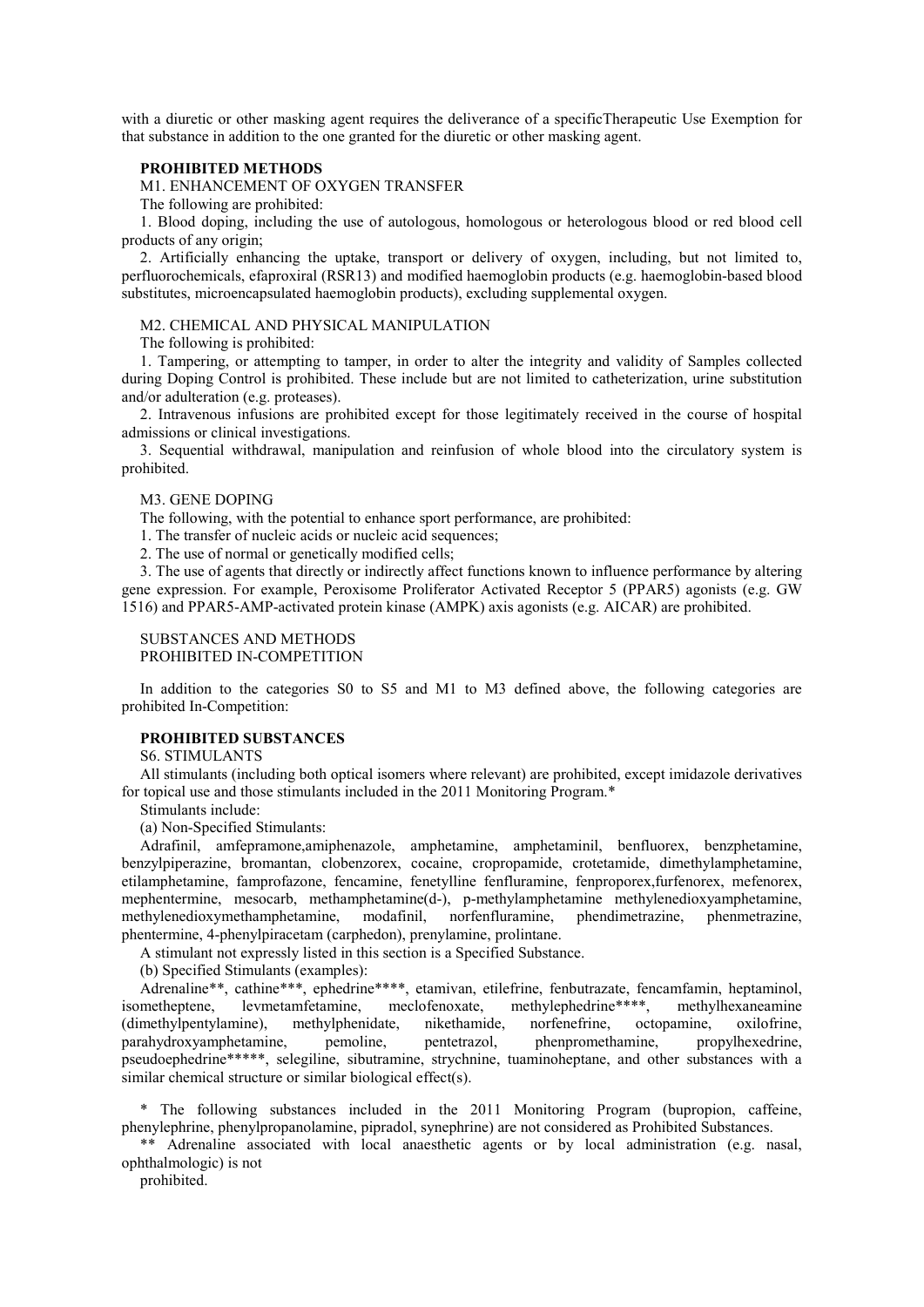with a diuretic or other masking agent requires the deliverance of a specificTherapeutic Use Exemption for that substance in addition to the one granted for the diuretic or other masking agent.

**PROHIBITED METHODS**

M1. ENHANCEMENT OF OXYGEN TRANSFER

The following are prohibited:

1. Blood doping, including the use of autologous, homologous or heterologous blood or red blood cell products of any origin;

2. Artificially enhancing the uptake, transport or delivery of oxygen, including, but not limited to, perfluorochemicals, efaproxiral (RSR13) and modified haemoglobin products (e.g. haemoglobin-based blood substitutes, microencapsulated haemoglobin products), excluding supplemental oxygen.

M2. CHEMICAL AND PHYSICAL MANIPULATION

The following is prohibited:

1. Tampering, or attempting to tamper, in order to alter the integrity and validity of Samples collected during Doping Control is prohibited. These include but are not limited to catheterization, urine substitution and/or adulteration (e.g. proteases).

2. Intravenous infusions are prohibited except for those legitimately received in the course of hospital admissions or clinical investigations.

3. Sequential withdrawal, manipulation and reinfusion of whole blood into the circulatory system is prohibited.

M3. GENE DOPING

The following, with the potential to enhance sport performance, are prohibited:

1. The transfer of nucleic acids or nucleic acid sequences;

2. The use of normal or genetically modified cells;

3. The use of agents that directly or indirectly affect functions known to influence performance by altering gene expression. For example, Peroxisome Proliferator Activated Receptor 5 (PPAR5) agonists (e.g. GW 1516) and PPAR5-AMP-activated protein kinase (AMPK) axis agonists (e.g. AICAR) are prohibited.

SUBSTANCES AND METHODS
PROHIBITED IN-COMPETITION

In addition to the categories S0 to S5 and M1 to M3 defined above, the following categories are prohibited In-Competition:

**PROHIBITED SUBSTANCES**

S6. STIMULANTS

All stimulants (including both optical isomers where relevant) are prohibited, except imidazole derivatives for topical use and those stimulants included in the 2011 Monitoring Program.*

Stimulants include:

(a) Non-Specified Stimulants:

Adrafinil, amfepramone,amiphenazole, amphetamine, amphetaminil, benfluorex, benzphetamine, benzylpiperazine, bromantan, clobenzorex, cocaine, cropropamide, crotetamide, dimethylamphetamine, etilamphetamine, famprofazone, fencamine, fenetylline fenfluramine, fenproporex,furfenorex, mefenorex, mephentermine, mesocarb, methamphetamine(d-), p-methylamphetamine methylenedioxyamphetamine, methylenedioxymethamphetamine, modafinil, norfenfluramine, phendimetrazine, phenmetrazine, phentermine, 4-phenylpiracetam (carphedon), prenylamine, prolintane.

A stimulant not expressly listed in this section is a Specified Substance.

(b) Specified Stimulants (examples):

Adrenaline**, cathine***, ephedrine****, etamivan, etilefrine, fenbutrazate, fencamfamin, heptaminol, isometheptene, levmetamfetamine, meclofenoxate, methylephedrine****, methylhexaneamine (dimethylpentylamine), methylphenidate, nikethamide, norfenefrine, octopamine, oxilofrine, parahydroxyamphetamine, pemoline, pentetrazol, phenpromethamine, propylhexedrine, pseudoephedrine*****, selegiline, sibutramine, strychnine, tuaminoheptane, and other substances with a similar chemical structure or similar biological effect(s).

\* The following substances included in the 2011 Monitoring Program (bupropion, caffeine, phenylephrine, phenylpropanolamine, pipradol, synephrine) are not considered as Prohibited Substances.

** Adrenaline associated with local anaesthetic agents or by local administration (e.g. nasal, ophthalmologic) is not prohibited.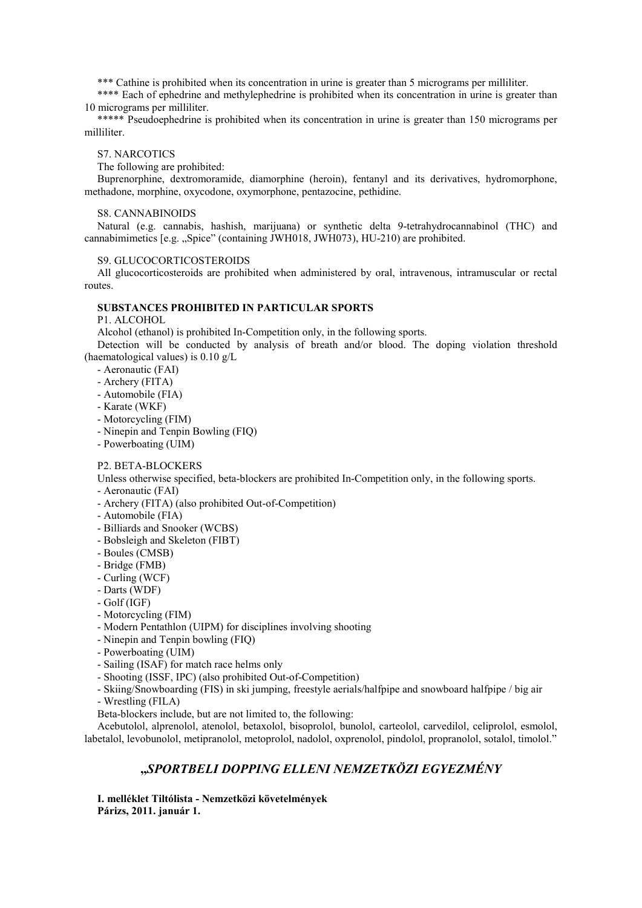*** Cathine is prohibited when its concentration in urine is greater than 5 micrograms per milliliter.

**** Each of ephedrine and methylephedrine is prohibited when its concentration in urine is greater than 10 micrograms per milliliter.

***** Pseudoephedrine is prohibited when its concentration in urine is greater than 150 micrograms per milliliter.

S7. NARCOTICS

The following are prohibited:

Buprenorphine, dextromoramide, diamorphine (heroin), fentanyl and its derivatives, hydromorphone, methadone, morphine, oxycodone, oxymorphone, pentazocine, pethidine.

S8. CANNABINOIDS

Natural (e.g. cannabis, hashish, marijuana) or synthetic delta 9-tetrahydrocannabinol (THC) and cannabimimetics [e.g. „Spice" (containing JWH018, JWH073), HU-210) are prohibited.

S9. GLUCOCORTICOSTEROIDS

All glucocorticosteroids are prohibited when administered by oral, intravenous, intramuscular or rectal routes.

**SUBSTANCES PROHIBITED IN PARTICULAR SPORTS**

P1. ALCOHOL

Alcohol (ethanol) is prohibited In-Competition only, in the following sports.

Detection will be conducted by analysis of breath and/or blood. The doping violation threshold (haematological values) is 0.10 g/L

- Aeronautic (FAI)
- Archery (FITA)
- Automobile (FIA)
- Karate (WKF)
- Motorcycling (FIM)
- Ninepin and Tenpin Bowling (FIQ)
- Powerboating (UIM)

P2. BETA-BLOCKERS

Unless otherwise specified, beta-blockers are prohibited In-Competition only, in the following sports.

- Aeronautic (FAI)
- Archery (FITA) (also prohibited Out-of-Competition)
- Automobile (FIA)
- Billiards and Snooker (WCBS)
- Bobsleigh and Skeleton (FIBT)
- Boules (CMSB)
- Bridge (FMB)
- Curling (WCF)
- Darts (WDF)
- Golf (IGF)
- Motorcycling (FIM)
- Modern Pentathlon (UIPM) for disciplines involving shooting
- Ninepin and Tenpin bowling (FIQ)
- Powerboating (UIM)
- Sailing (ISAF) for match race helms only
- Shooting (ISSF, IPC) (also prohibited Out-of-Competition)
- Skiing/Snowboarding (FIS) in ski jumping, freestyle aerials/halfpipe and snowboard halfpipe / big air
- Wrestling (FILA)

Beta-blockers include, but are not limited to, the following:

Acebutolol, alprenolol, atenolol, betaxolol, bisoprolol, bunolol, carteolol, carvedilol, celiprolol, esmolol, labetalol, levobunolol, metipranolol, metoprolol, nadolol, oxprenolol, pindolol, propranolol, sotalol, timolol."

## *„SPORTBELI DOPPING ELLENI NEMZETKÖZI EGYEZMÉNY*

**I. melléklet Tiltólista - Nemzetközi követelmények**
**Párizs, 2011. január 1.**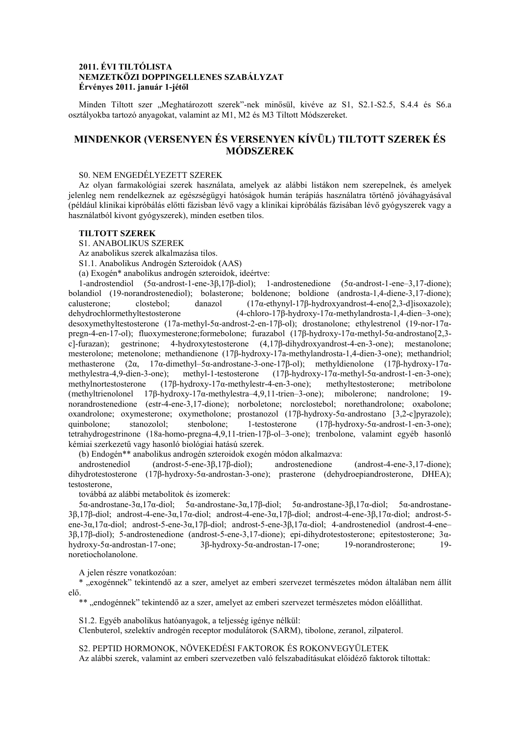**2011. ÉVI TILTÓLISTA**
**NEMZETKÖZI DOPPINGELLENES SZABÁLYZAT**
**Érvényes 2011. január 1-jétől**

Minden Tiltott szer „Meghatározott szerek"-nek minősül, kivéve az S1, S2.1-S2.5, S.4.4 és S6.a osztályokba tartozó anyagokat, valamint az M1, M2 és M3 Tiltott Módszereket.

## MINDENKOR (VERSENYEN ÉS VERSENYEN KÍVÜL) TILTOTT SZEREK ÉS MÓDSZEREK

S0. NEM ENGEDÉLYEZETT SZEREK

Az olyan farmakológiai szerek használata, amelyek az alábbi listákon nem szerepelnek, és amelyek jelenleg nem rendelkeznek az egészségügyi hatóságok humán terápiás használatra történő jóváhagyásával (például klinikai kipróbálás előtti fázisban lévő vagy a klinikai kipróbálás fázisában lévő gyógyszerek vagy a használatból kivont gyógyszerek), minden esetben tilos.

**TILTOTT SZEREK**

S1. ANABOLIKUS SZEREK

Az anabolikus szerek alkalmazása tilos.

S1.1. Anabolikus Androgén Szteroidok (AAS)

(a) Exogén* anabolikus androgén szteroidok, ideértve:

1-androstendiol (5α-androst-1-ene-3β,17β-diol); 1-androstenedione (5α-androst-1-ene–3,17-dione); bolandiol (19-norandrostenediol); bolasterone; boldenone; boldione (androsta-1,4-diene-3,17-dione); calusterone; clostebol; danazol (17α-ethynyl-17β-hydroxyandrost-4-eno[2,3-d]isoxazole); dehydrochlormethyltestosterone (4-chloro-17β-hydroxy-17α-methylandrosta-1,4-dien–3-one); desoxymethyltestosterone (17a-methyl-5α-androst-2-en-17β-ol); drostanolone; ethylestrenol (19-nor-17α-pregn-4-en-17-ol); fluoxymesterone;formebolone; furazabol (17β-hydroxy-17α-methyl-5α-androstano[2,3-c]-furazan); gestrinone; 4-hydroxytestosterone (4,17β-dihydroxyandrost-4-en-3-one); mestanolone; mesterolone; metenolone; methandienone (17β-hydroxy-17a-methylandrosta-1,4-dien-3-one); methandriol; methasterone (2α, 17α-dimethyl–5α-androstane-3-one-17β-ol); methyldienolone (17β-hydroxy-17α-methylestra-4,9-dien-3-one); methyl-1-testosterone (17β-hydroxy-17α-methyl-5α-androst-1-en-3-one); methylnortestosterone (17β-hydroxy-17α-methylestr-4-en-3-one); methyltestosterone; metribolone (methyltrienolonel 17β-hydroxy-17α-methylestra–4,9,11-trien–3-one); mibolerone; nandrolone; 19-norandrostenedione (estr-4-ene-3,17-dione); norboletone; norclostebol; norethandrolone; oxabolone; oxandrolone; oxymesterone; oxymetholone; prostanozol (17β-hydroxy-5α-androstano [3,2-c]pyrazole); quinbolone; stanozolol; stenbolone; 1-testosterone (17β-hydroxy-5α-androst-1-en-3-one); tetrahydrogestrinone (18a-homo-pregna-4,9,11-trien-17β-ol–3-one); trenbolone, valamint egyéb hasonló kémiai szerkezetű vagy hasonló biológiai hatású szerek.

(b) Endogén** anabolikus androgén szteroidok exogén módon alkalmazva:

androstenediol (androst-5-ene-3β,17β-diol); androstenedione (androst-4-ene-3,17-dione); dihydrotestosterone (17β-hydroxy-5α-androstan-3-one); prasterone (dehydroepiandrosterone, DHEA); testosterone,

továbbá az alábbi metabolitok és izomerek:

5α-androstane-3α,17α-diol; 5α-androstane-3α,17β-diol; 5α-androstane-3β,17α-diol; 5α-androstane-3β,17β-diol; androst-4-ene-3α,17α-diol; androst-4-ene-3α,17β-diol; androst-4-ene-3β,17α-diol; androst-5-ene-3α,17α-diol; androst-5-ene-3α,17β-diol; androst-5-ene-3β,17α-diol; 4-androstenediol (androst-4-ene–3β,17β-diol); 5-androstenedione (androst-5-ene-3,17-dione); epi-dihydrotestosterone; epitestosterone; 3α-hydroxy-5α-androstan-17-one; 3β-hydroxy-5α-androstan-17-one; 19-norandrosterone; 19-noretiocholanolone.

A jelen részre vonatkozóan:

* „exogénnek" tekintendő az a szer, amelyet az emberi szervezet természetes módon általában nem állít elő.

** „endogénnek" tekintendő az a szer, amelyet az emberi szervezet természetes módon előállíthat.

S1.2. Egyéb anabolikus hatóanyagok, a teljesség igénye nélkül:

Clenbuterol, szelektív androgén receptor modulátorok (SARM), tibolone, zeranol, zilpaterol.

S2. PEPTID HORMONOK, NÖVEKEDÉSI FAKTOROK ÉS ROKONVEGYÜLETEK

Az alábbi szerek, valamint az emberi szervezetben való felszabadításukat előidéző faktorok tiltottak: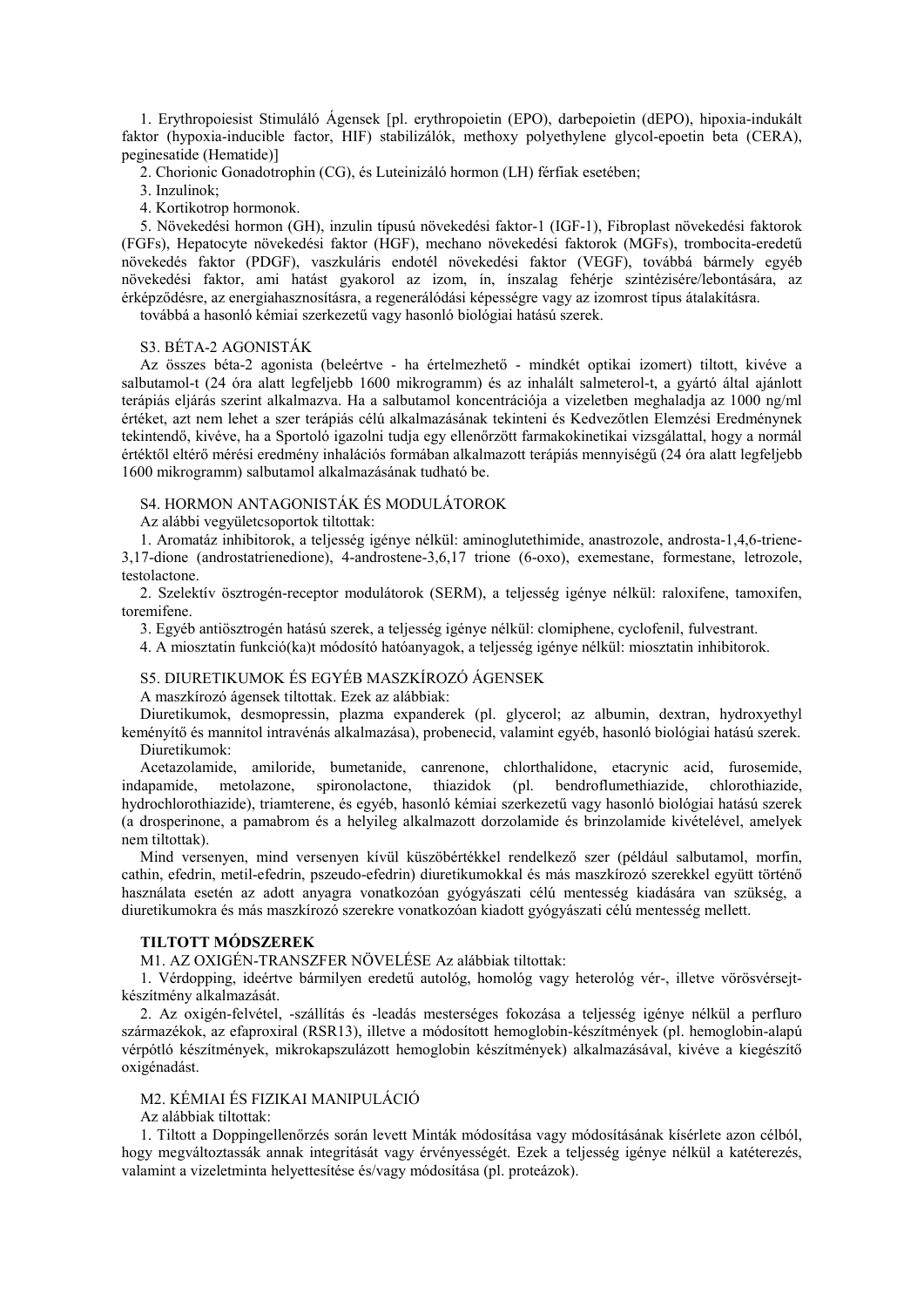1. Erythropoiesist Stimuláló Ágensek [pl. erythropoietin (EPO), darbepoietin (dEPO), hipoxia-indukált faktor (hypoxia-inducible factor, HIF) stabilizálók, methoxy polyethylene glycol-epoetin beta (CERA), peginesatide (Hematide)]

2. Chorionic Gonadotrophin (CG), és Luteinizáló hormon (LH) férfiak esetében;

3. Inzulinok;

4. Kortikotrop hormonok.

5. Növekedési hormon (GH), inzulin típusú növekedési faktor-1 (IGF-1), Fibroplast növekedési faktorok (FGFs), Hepatocyte növekedési faktor (HGF), mechano növekedési faktorok (MGFs), trombocita-eredetű növekedés faktor (PDGF), vaszkuláris endotél növekedési faktor (VEGF), továbbá bármely egyéb növekedési faktor, ami hatást gyakorol az izom, ín, ínszalag fehérje szintézisére/lebontására, az érképződésre, az energiahasznosításra, a regenerálódási képességre vagy az izomrost típus átalakításra.

továbbá a hasonló kémiai szerkezetű vagy hasonló biológiai hatású szerek.

S3. BÉTA-2 AGONISTÁK

Az összes béta-2 agonista (beleértve - ha értelmezhető - mindkét optikai izomert) tiltott, kivéve a salbutamol-t (24 óra alatt legfeljebb 1600 mikrogramm) és az inhalált salmeterol-t, a gyártó által ajánlott terápiás eljárás szerint alkalmazva. Ha a salbutamol koncentrációja a vizeletben meghaladja az 1000 ng/ml értéket, azt nem lehet a szer terápiás célú alkalmazásának tekinteni és Kedvezőtlen Elemzési Eredménynek tekintendő, kivéve, ha a Sportoló igazolni tudja egy ellenőrzött farmakokinetikai vizsgálattal, hogy a normál értéktől eltérő mérési eredmény inhalációs formában alkalmazott terápiás mennyiségű (24 óra alatt legfeljebb 1600 mikrogramm) salbutamol alkalmazásának tudható be.

S4. HORMON ANTAGONISTÁK ÉS MODULÁTOROK

Az alábbi vegyületcsoportok tiltottak:

1. Aromatáz inhibitorok, a teljesség igénye nélkül: aminoglutethimide, anastrozole, androsta-1,4,6-triene-3,17-dione (androstatrienedione), 4-androstene-3,6,17 trione (6-oxo), exemestane, formestane, letrozole, testolactone.

2. Szelektív ösztrogén-receptor modulátorok (SERM), a teljesség igénye nélkül: raloxifene, tamoxifen, toremifene.

3. Egyéb antiösztrogén hatású szerek, a teljesség igénye nélkül: clomiphene, cyclofenil, fulvestrant.

4. A miosztatin funkció(ka)t módosító hatóanyagok, a teljesség igénye nélkül: miosztatin inhibitorok.

S5. DIURETIKUMOK ÉS EGYÉB MASZKÍROZÓ ÁGENSEK

A maszkírozó ágensek tiltottak. Ezek az alábbiak:

Diuretikumok, desmopressin, plazma expanderek (pl. glycerol; az albumin, dextran, hydroxyethyl keményítő és mannitol intravénás alkalmazása), probenecid, valamint egyéb, hasonló biológiai hatású szerek.

Diuretikumok:

Acetazolamide, amiloride, bumetanide, canrenone, chlorthalidone, etacrynic acid, furosemide, indapamide, metolazone, spironolactone, thiazidok (pl. bendroflumethiazide, chlorothiazide, hydrochlorothiazide), triamterene, és egyéb, hasonló kémiai szerkezetű vagy hasonló biológiai hatású szerek (a drosperinone, a pamabrom és a helyileg alkalmazott dorzolamide és brinzolamide kivételével, amelyek nem tiltottak).

Mind versenyen, mind versenyen kívül küszöbértékkel rendelkező szer (például salbutamol, morfin, cathin, efedrin, metil-efedrin, pszeudo-efedrin) diuretikumokkal és más maszkírozó szerekkel együtt történő használata esetén az adott anyagra vonatkozóan gyógyászati célú mentesség kiadására van szükség, a diuretikumokra és más maszkírozó szerekre vonatkozóan kiadott gyógyászati célú mentesség mellett.

**TILTOTT MÓDSZEREK**

M1. AZ OXIGÉN-TRANSZFER NÖVELÉSE Az alábbiak tiltottak:

1. Vérdopping, ideértve bármilyen eredetű autológ, homológ vagy heterológ vér-, illetve vörösvérsejt-készítmény alkalmazását.

2. Az oxigén-felvétel, -szállítás és -leadás mesterséges fokozása a teljesség igénye nélkül a perfluro származékok, az efaproxiral (RSR13), illetve a módosított hemoglobin-készítmények (pl. hemoglobin-alapú vérpótló készítmények, mikrokapszulázott hemoglobin készítmények) alkalmazásával, kivéve a kiegészítő oxigénadást.

M2. KÉMIAI ÉS FIZIKAI MANIPULÁCIÓ

Az alábbiak tiltottak:

1. Tiltott a Doppingellenőrzés során levett Minták módosítása vagy módosításának kísérlete azon célból, hogy megváltoztassák annak integritását vagy érvényességét. Ezek a teljesség igénye nélkül a katéterezés, valamint a vizeletminta helyettesítése és/vagy módosítása (pl. proteázok).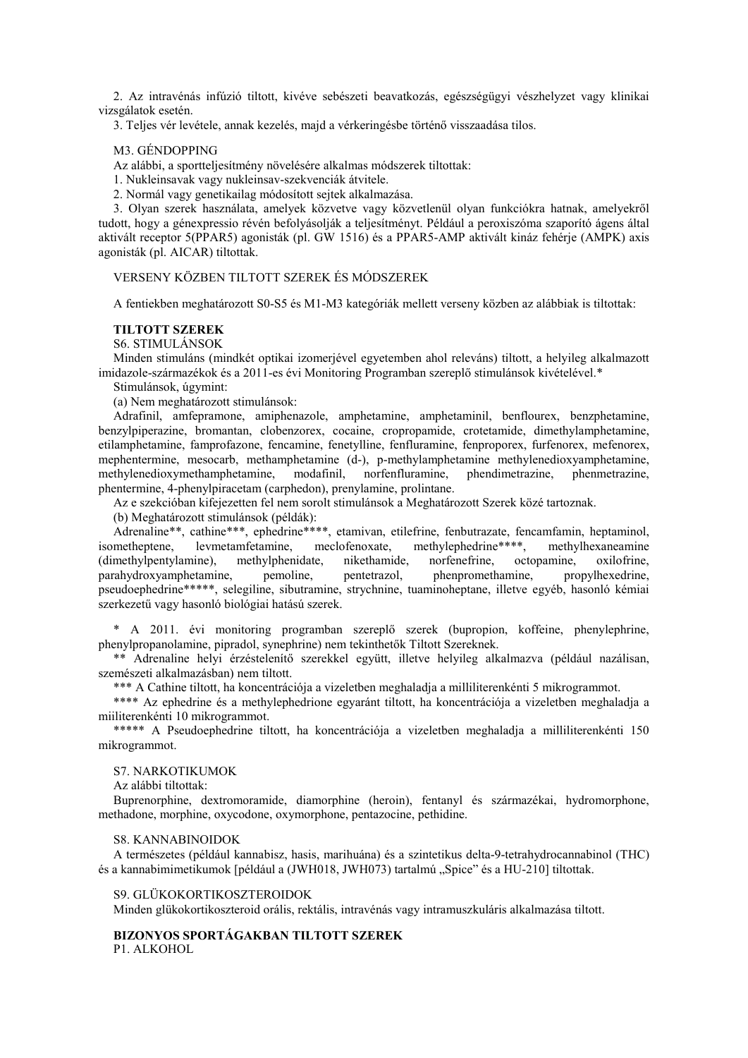2. Az intravénás infúzió tiltott, kivéve sebészeti beavatkozás, egészségügyi vészhelyzet vagy klinikai vizsgálatok esetén.

3. Teljes vér levétele, annak kezelés, majd a vérkeringésbe történő visszaadása tilos.

M3. GÉNDOPPING

Az alábbi, a sportteljesítmény növelésére alkalmas módszerek tiltottak:

1. Nukleinsavak vagy nukleinsav-szekvenciák átvitele.

2. Normál vagy genetikailag módosított sejtek alkalmazása.

3. Olyan szerek használata, amelyek közvetve vagy közvetlenül olyan funkciókra hatnak, amelyekről tudott, hogy a génexpressio révén befolyásolják a teljesítményt. Például a peroxiszóma szaporító ágens által aktivált receptor 5(PPAR5) agonisták (pl. GW 1516) és a PPAR5-AMP aktivált kináz fehérje (AMPK) axis agonisták (pl. AICAR) tiltottak.

VERSENY KÖZBEN TILTOTT SZEREK ÉS MÓDSZEREK

A fentiekben meghatározott S0-S5 és M1-M3 kategóriák mellett verseny közben az alábbiak is tiltottak:

**TILTOTT SZEREK**

S6. STIMULÁNSOK

Minden stimuláns (mindkét optikai izomerjével egyetemben ahol releváns) tiltott, a helyileg alkalmazott imidazole-származékok és a 2011-es évi Monitoring Programban szereplő stimulánsok kivételével.*

Stimulánsok, úgymint:

(a) Nem meghatározott stimulánsok:

Adrafinil, amfepramone, amiphenazole, amphetamine, amphetaminil, benflourex, benzphetamine, benzylpiperazine, bromantan, clobenzorex, cocaine, cropropamide, crotetamide, dimethylamphetamine, etilamphetamine, famprofazone, fencamine, fenetylline, fenfluramine, fenproporex, furfenorex, mefenorex, mephentermine, mesocarb, methamphetamine (d-), p-methylamphetamine methylenedioxyamphetamine, methylenedioxymethamphetamine, modafinil, norfenfluramine, phendimetrazine, phenmetrazine, phentermine, 4-phenylpiracetam (carphedon), prenylamine, prolintane.

Az e szekcióban kifejezetten fel nem sorolt stimulánsok a Meghatározott Szerek közé tartoznak.

(b) Meghatározott stimulánsok (példák):

Adrenaline**, cathine***, ephedrine****, etamivan, etilefrine, fenbutrazate, fencamfamin, heptaminol, isometheptene, levmetamfetamine, meclofenoxate, methylephedrine****, methylhexaneamine (dimethylpentylamine), methylphenidate, nikethamide, norfenefrine, octopamine, oxilofrine, parahydroxyamphetamine, pemoline, pentetrazol, phenpromethamine, propylhexedrine, pseudoephedrine*****, selegiline, sibutramine, strychnine, tuaminoheptane, illetve egyéb, hasonló kémiai szerkezetű vagy hasonló biológiai hatású szerek.

\* A 2011. évi monitoring programban szereplő szerek (bupropion, koffeine, phenylephrine, phenylpropanolamine, pipradol, synephrine) nem tekinthetők Tiltott Szereknek.

\** Adrenaline helyi érzéstelenítő szerekkel együtt, illetve helyileg alkalmazva (például nazálisan, szemészeti alkalmazásban) nem tiltott.

\*** A Cathine tiltott, ha koncentrációja a vizeletben meghaladja a milliliterenkénti 5 mikrogrammot.

\**** Az ephedrine és a methylephedrione egyaránt tiltott, ha koncentrációja a vizeletben meghaladja a miiliterenkénti 10 mikrogrammot.

\***** A Pseudoephedrine tiltott, ha koncentrációja a vizeletben meghaladja a milliliterenkénti 150 mikrogrammot.

S7. NARKOTIKUMOK

Az alábbi tiltottak:

Buprenorphine, dextromoramide, diamorphine (heroin), fentanyl és származékai, hydromorphone, methadone, morphine, oxycodone, oxymorphone, pentazocine, pethidine.

S8. KANNABINOIDOK

A természetes (például kannabisz, hasis, marihuána) és a szintetikus delta-9-tetrahydrocannabinol (THC) és a kannabimimetikumok [például a (JWH018, JWH073) tartalmú „Spice" és a HU-210] tiltottak.

S9. GLÜKOKORTIKOSZTEROIDOK

Minden glükokortikoszteroid orális, rektális, intravénás vagy intramuszkuláris alkalmazása tiltott.

**BIZONYOS SPORTÁGAKBAN TILTOTT SZEREK**

P1. ALKOHOL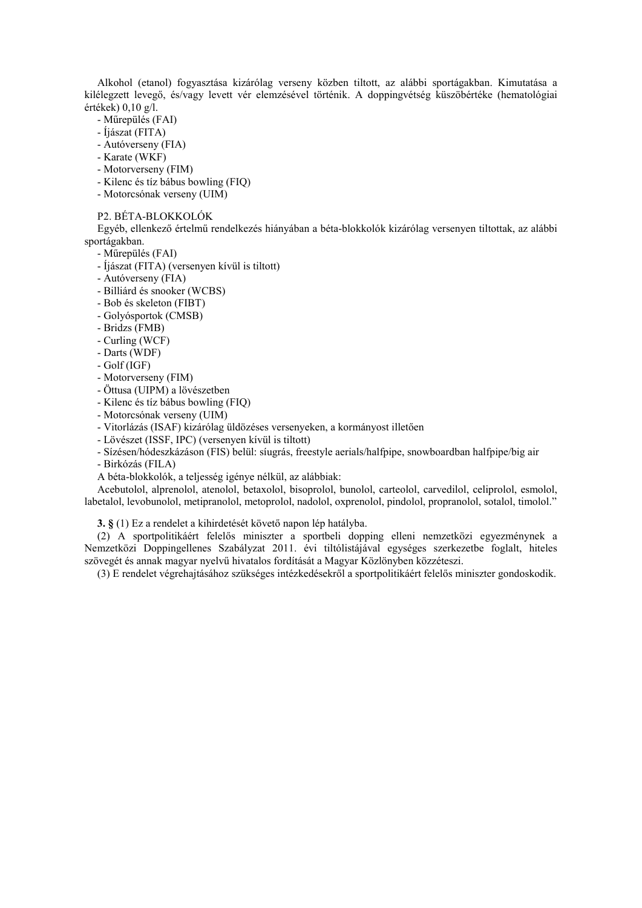Alkohol (etanol) fogyasztása kizárólag verseny közben tiltott, az alábbi sportágakban. Kimutatása a kilélegzett levegő, és/vagy levett vér elemzésével történik. A doppingvétség küszöbértéke (hematológiai értékek) 0,10 g/l.

- Műrepülés (FAI)
- Íjászat (FITA)
- Autóverseny (FIA)
- Karate (WKF)
- Motorverseny (FIM)
- Kilenc és tíz bábus bowling (FIQ)
- Motorcsónak verseny (UIM)

P2. BÉTA-BLOKKOLÓK

Egyéb, ellenkező értelmű rendelkezés hiányában a béta-blokkolók kizárólag versenyen tiltottak, az alábbi sportágakban.

- Műrepülés (FAI)
- Íjászat (FITA) (versenyen kívül is tiltott)
- Autóverseny (FIA)
- Billiárd és snooker (WCBS)
- Bob és skeleton (FIBT)
- Golyósportok (CMSB)
- Bridzs (FMB)
- Curling (WCF)
- Darts (WDF)
- Golf (IGF)
- Motorverseny (FIM)
- Öttusa (UIPM) a lövészetben
- Kilenc és tíz bábus bowling (FIQ)
- Motorcsónak verseny (UIM)
- Vitorlázás (ISAF) kizárólag üldözéses versenyeken, a kormányost illetően
- Lövészet (ISSF, IPC) (versenyen kívül is tiltott)
- Sízésen/hódeszkázáson (FIS) belül: síugrás, freestyle aerials/halfpipe, snowboardban halfpipe/big air
- Birkózás (FILA)

A béta-blokkolók, a teljesség igénye nélkül, az alábbiak:

Acebutolol, alprenolol, atenolol, betaxolol, bisoprolol, bunolol, carteolol, carvedilol, celiprolol, esmolol, labetalol, levobunolol, metipranolol, metoprolol, nadolol, oxprenolol, pindolol, propranolol, sotalol, timolol.”

**3. §** (1) Ez a rendelet a kihirdetését követő napon lép hatályba.

(2) A sportpolitikáért felelős miniszter a sportbeli dopping elleni nemzetközi egyezménynek a Nemzetközi Doppingellenes Szabályzat 2011. évi tiltólistájával egységes szerkezetbe foglalt, hiteles szövegét és annak magyar nyelvű hivatalos fordítását a Magyar Közlönyben közzéteszi.

(3) E rendelet végrehajtásához szükséges intézkedésekről a sportpolitikáért felelős miniszter gondoskodik.